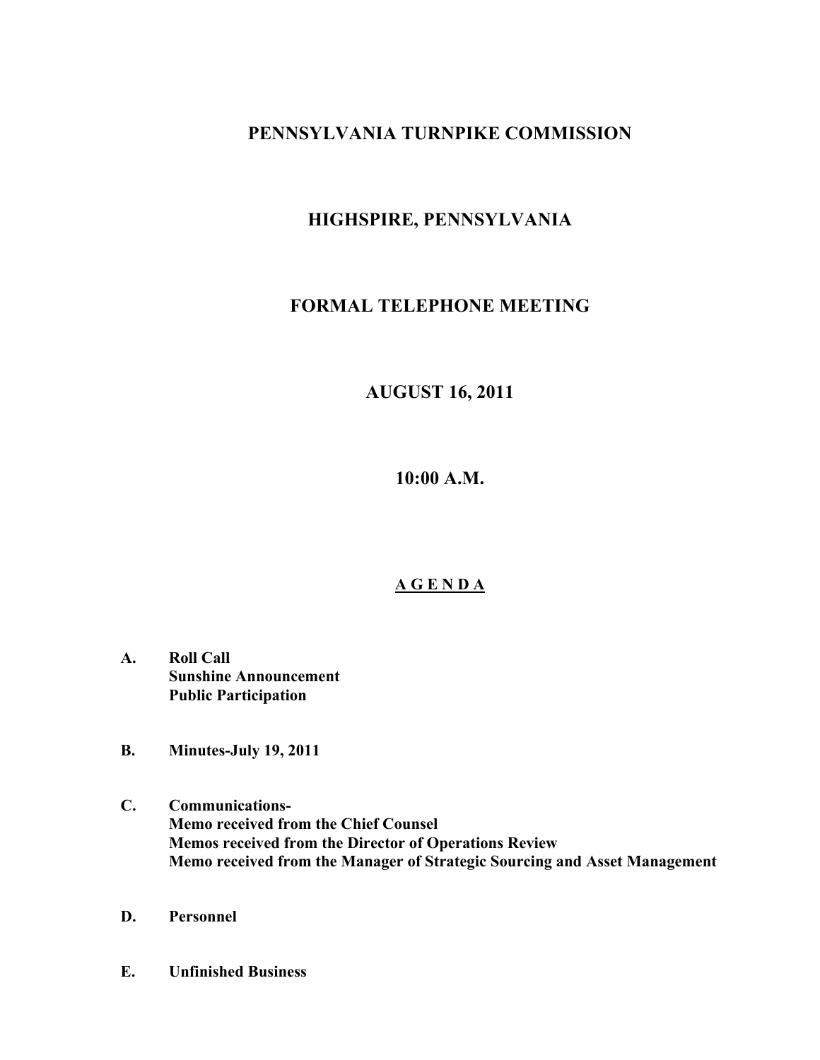# PENNSYLVANIA TURNPIKE COMMISSION

## HIGHSPIRE, PENNSYLVANIA

## FORMAL TELEPHONE MEETING

## AUGUST 16, 2011

## 10:00 A.M.

## A G E N D A

**A. Roll Call**
**Sunshine Announcement**
**Public Participation**

**B. Minutes-July 19, 2011**

**C. Communications-**
**Memo received from the Chief Counsel**
**Memos received from the Director of Operations Review**
**Memo received from the Manager of Strategic Sourcing and Asset Management**

**D. Personnel**

**E. Unfinished Business**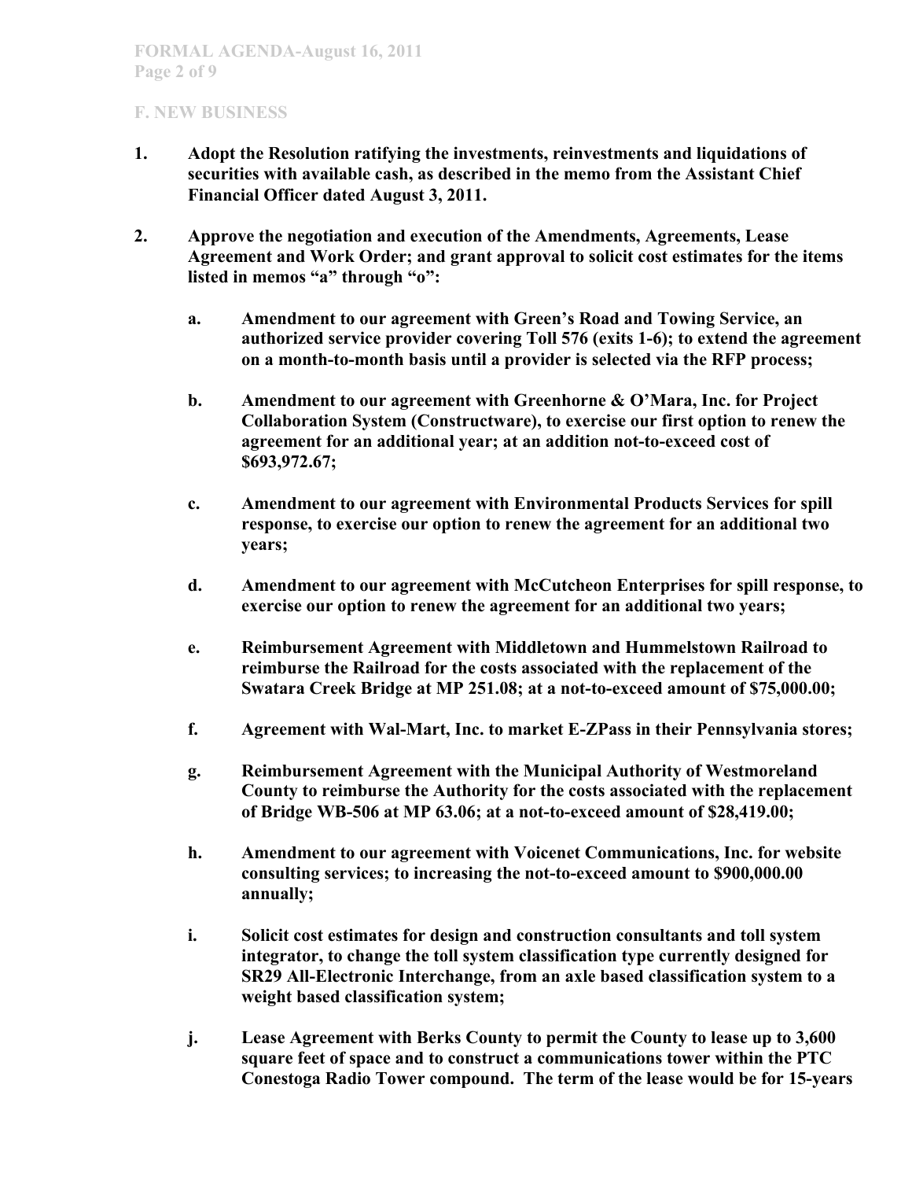## F. NEW BUSINESS

1. **Adopt the Resolution ratifying the investments, reinvestments and liquidations of securities with available cash, as described in the memo from the Assistant Chief Financial Officer dated August 3, 2011.**

2. **Approve the negotiation and execution of the Amendments, Agreements, Lease Agreement and Work Order; and grant approval to solicit cost estimates for the items listed in memos "a" through "o":**

    a. **Amendment to our agreement with Green's Road and Towing Service, an authorized service provider covering Toll 576 (exits 1-6); to extend the agreement on a month-to-month basis until a provider is selected via the RFP process;**

    b. **Amendment to our agreement with Greenhorne & O'Mara, Inc. for Project Collaboration System (Constructware), to exercise our first option to renew the agreement for an additional year; at an addition not-to-exceed cost of $693,972.67;**

    c. **Amendment to our agreement with Environmental Products Services for spill response, to exercise our option to renew the agreement for an additional two years;**

    d. **Amendment to our agreement with McCutcheon Enterprises for spill response, to exercise our option to renew the agreement for an additional two years;**

    e. **Reimbursement Agreement with Middletown and Hummelstown Railroad to reimburse the Railroad for the costs associated with the replacement of the Swatara Creek Bridge at MP 251.08; at a not-to-exceed amount of $75,000.00;**

    f. **Agreement with Wal-Mart, Inc. to market E-ZPass in their Pennsylvania stores;**

    g. **Reimbursement Agreement with the Municipal Authority of Westmoreland County to reimburse the Authority for the costs associated with the replacement of Bridge WB-506 at MP 63.06; at a not-to-exceed amount of $28,419.00;**

    h. **Amendment to our agreement with Voicenet Communications, Inc. for website consulting services; to increasing the not-to-exceed amount to $900,000.00 annually;**

    i. **Solicit cost estimates for design and construction consultants and toll system integrator, to change the toll system classification type currently designed for SR29 All-Electronic Interchange, from an axle based classification system to a weight based classification system;**

    j. **Lease Agreement with Berks County to permit the County to lease up to 3,600 square feet of space and to construct a communications tower within the PTC Conestoga Radio Tower compound. The term of the lease would be for 15-years**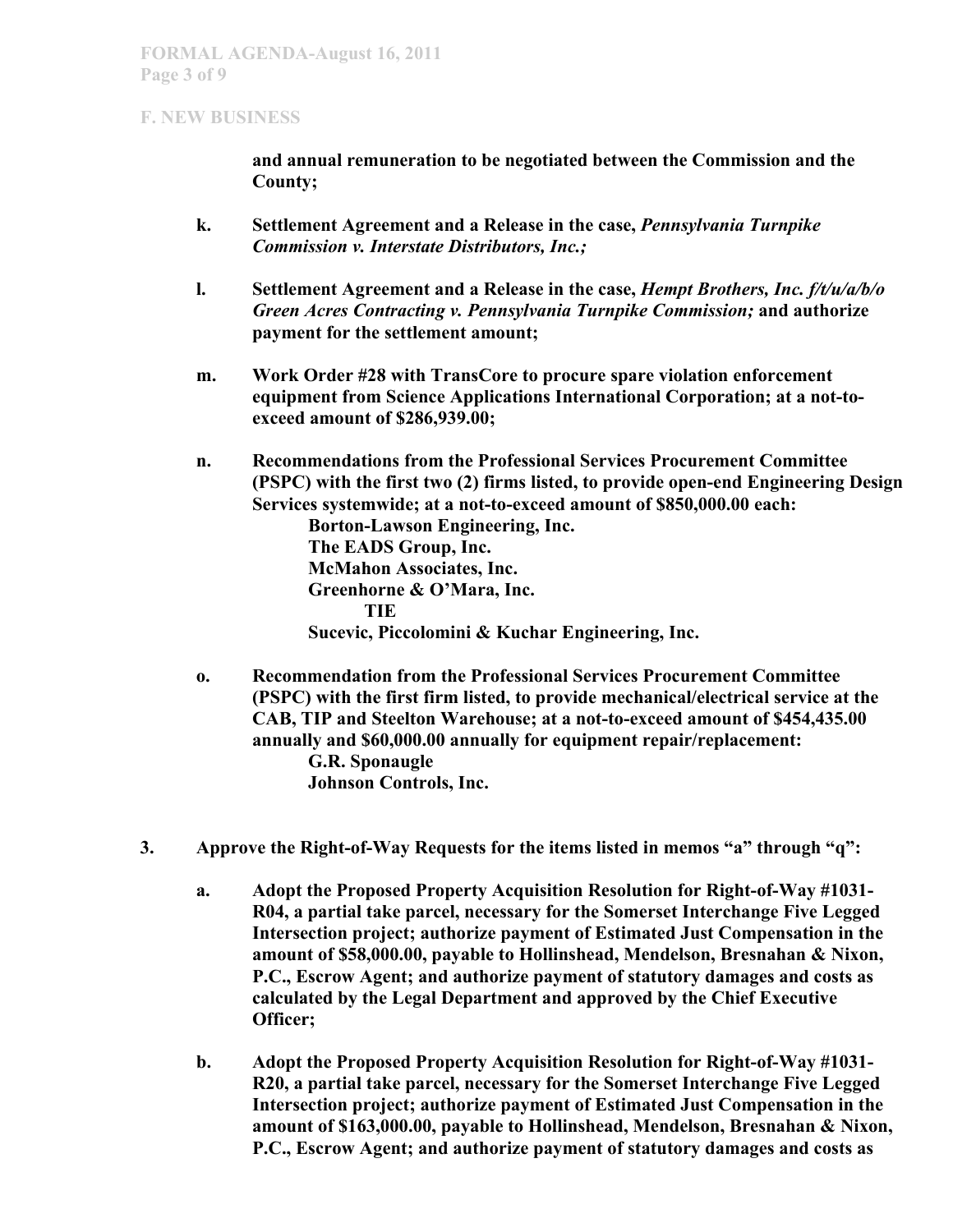## F. NEW BUSINESS

**and annual remuneration to be negotiated between the Commission and the County;**

**k. Settlement Agreement and a Release in the case, *Pennsylvania Turnpike Commission v. Interstate Distributors, Inc.;***

**l. Settlement Agreement and a Release in the case, *Hempt Brothers, Inc. f/t/u/a/b/o Green Acres Contracting v. Pennsylvania Turnpike Commission;* and authorize payment for the settlement amount;**

**m. Work Order #28 with TransCore to procure spare violation enforcement equipment from Science Applications International Corporation; at a not-to-exceed amount of $286,939.00;**

**n. Recommendations from the Professional Services Procurement Committee (PSPC) with the first two (2) firms listed, to provide open-end Engineering Design Services systemwide; at a not-to-exceed amount of $850,000.00 each:**
**Borton-Lawson Engineering, Inc.**
**The EADS Group, Inc.**
**McMahon Associates, Inc.**
**Greenhorne & O'Mara, Inc.**
**TIE**
**Sucevic, Piccolomini & Kuchar Engineering, Inc.**

**o. Recommendation from the Professional Services Procurement Committee (PSPC) with the first firm listed, to provide mechanical/electrical service at the CAB, TIP and Steelton Warehouse; at a not-to-exceed amount of $454,435.00 annually and $60,000.00 annually for equipment repair/replacement:**
**G.R. Sponaugle**
**Johnson Controls, Inc.**

**3. Approve the Right-of-Way Requests for the items listed in memos "a" through "q":**

**a. Adopt the Proposed Property Acquisition Resolution for Right-of-Way #1031-R04, a partial take parcel, necessary for the Somerset Interchange Five Legged Intersection project; authorize payment of Estimated Just Compensation in the amount of $58,000.00, payable to Hollinshead, Mendelson, Bresnahan & Nixon, P.C., Escrow Agent; and authorize payment of statutory damages and costs as calculated by the Legal Department and approved by the Chief Executive Officer;**

**b. Adopt the Proposed Property Acquisition Resolution for Right-of-Way #1031-R20, a partial take parcel, necessary for the Somerset Interchange Five Legged Intersection project; authorize payment of Estimated Just Compensation in the amount of $163,000.00, payable to Hollinshead, Mendelson, Bresnahan & Nixon, P.C., Escrow Agent; and authorize payment of statutory damages and costs as**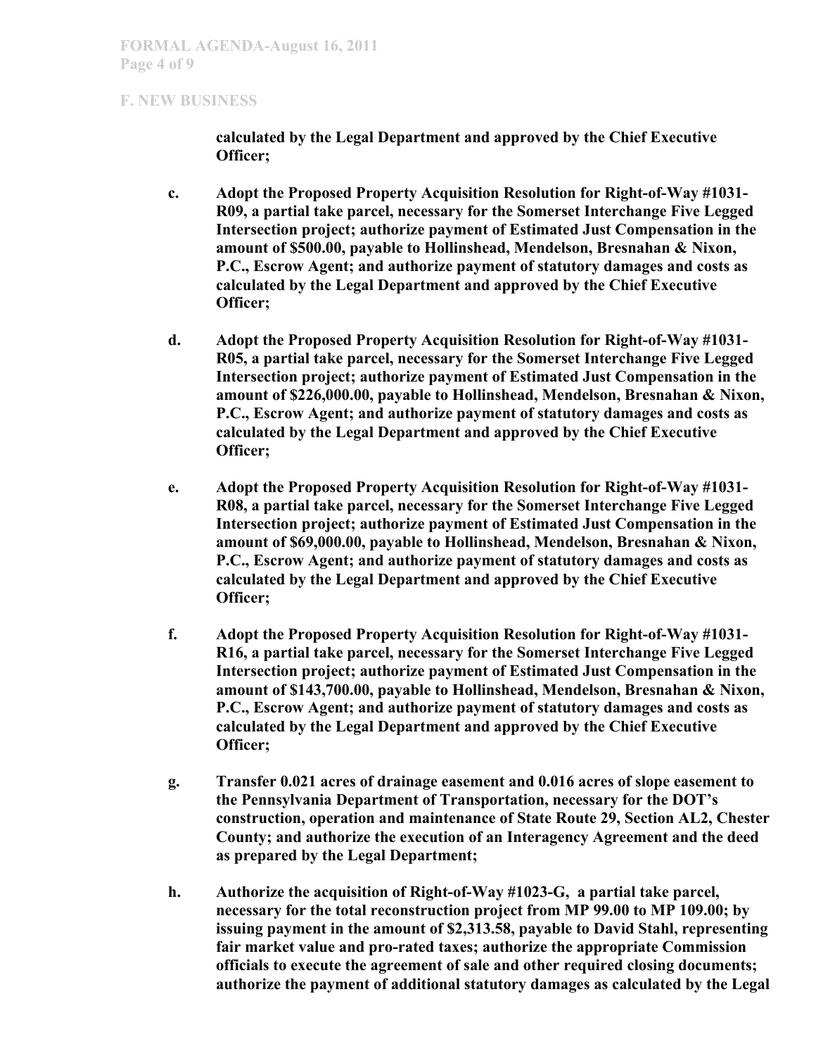## F. NEW BUSINESS

**calculated by the Legal Department and approved by the Chief Executive Officer;**

**c. Adopt the Proposed Property Acquisition Resolution for Right-of-Way #1031-R09, a partial take parcel, necessary for the Somerset Interchange Five Legged Intersection project; authorize payment of Estimated Just Compensation in the amount of $500.00, payable to Hollinshead, Mendelson, Bresnahan & Nixon, P.C., Escrow Agent; and authorize payment of statutory damages and costs as calculated by the Legal Department and approved by the Chief Executive Officer;**

**d. Adopt the Proposed Property Acquisition Resolution for Right-of-Way #1031-R05, a partial take parcel, necessary for the Somerset Interchange Five Legged Intersection project; authorize payment of Estimated Just Compensation in the amount of $226,000.00, payable to Hollinshead, Mendelson, Bresnahan & Nixon, P.C., Escrow Agent; and authorize payment of statutory damages and costs as calculated by the Legal Department and approved by the Chief Executive Officer;**

**e. Adopt the Proposed Property Acquisition Resolution for Right-of-Way #1031-R08, a partial take parcel, necessary for the Somerset Interchange Five Legged Intersection project; authorize payment of Estimated Just Compensation in the amount of $69,000.00, payable to Hollinshead, Mendelson, Bresnahan & Nixon, P.C., Escrow Agent; and authorize payment of statutory damages and costs as calculated by the Legal Department and approved by the Chief Executive Officer;**

**f. Adopt the Proposed Property Acquisition Resolution for Right-of-Way #1031-R16, a partial take parcel, necessary for the Somerset Interchange Five Legged Intersection project; authorize payment of Estimated Just Compensation in the amount of $143,700.00, payable to Hollinshead, Mendelson, Bresnahan & Nixon, P.C., Escrow Agent; and authorize payment of statutory damages and costs as calculated by the Legal Department and approved by the Chief Executive Officer;**

**g. Transfer 0.021 acres of drainage easement and 0.016 acres of slope easement to the Pennsylvania Department of Transportation, necessary for the DOT's construction, operation and maintenance of State Route 29, Section AL2, Chester County; and authorize the execution of an Interagency Agreement and the deed as prepared by the Legal Department;**

**h. Authorize the acquisition of Right-of-Way #1023-G, a partial take parcel, necessary for the total reconstruction project from MP 99.00 to MP 109.00; by issuing payment in the amount of $2,313.58, payable to David Stahl, representing fair market value and pro-rated taxes; authorize the appropriate Commission officials to execute the agreement of sale and other required closing documents; authorize the payment of additional statutory damages as calculated by the Legal**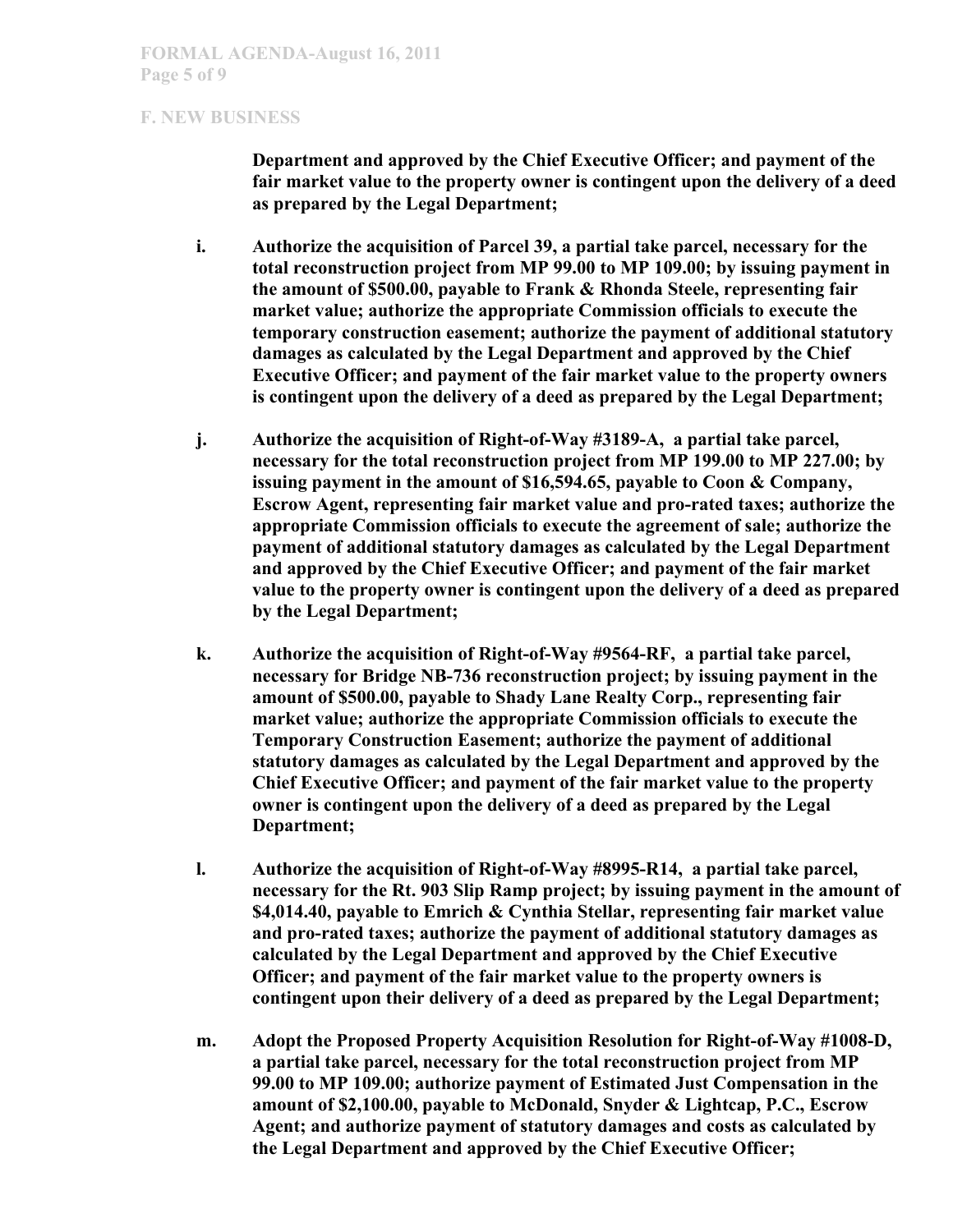## F. NEW BUSINESS

**Department and approved by the Chief Executive Officer; and payment of the fair market value to the property owner is contingent upon the delivery of a deed as prepared by the Legal Department;**

**i. Authorize the acquisition of Parcel 39, a partial take parcel, necessary for the total reconstruction project from MP 99.00 to MP 109.00; by issuing payment in the amount of $500.00, payable to Frank & Rhonda Steele, representing fair market value; authorize the appropriate Commission officials to execute the temporary construction easement; authorize the payment of additional statutory damages as calculated by the Legal Department and approved by the Chief Executive Officer; and payment of the fair market value to the property owners is contingent upon the delivery of a deed as prepared by the Legal Department;**

**j. Authorize the acquisition of Right-of-Way #3189-A, a partial take parcel, necessary for the total reconstruction project from MP 199.00 to MP 227.00; by issuing payment in the amount of $16,594.65, payable to Coon & Company, Escrow Agent, representing fair market value and pro-rated taxes; authorize the appropriate Commission officials to execute the agreement of sale; authorize the payment of additional statutory damages as calculated by the Legal Department and approved by the Chief Executive Officer; and payment of the fair market value to the property owner is contingent upon the delivery of a deed as prepared by the Legal Department;**

**k. Authorize the acquisition of Right-of-Way #9564-RF, a partial take parcel, necessary for Bridge NB-736 reconstruction project; by issuing payment in the amount of $500.00, payable to Shady Lane Realty Corp., representing fair market value; authorize the appropriate Commission officials to execute the Temporary Construction Easement; authorize the payment of additional statutory damages as calculated by the Legal Department and approved by the Chief Executive Officer; and payment of the fair market value to the property owner is contingent upon the delivery of a deed as prepared by the Legal Department;**

**l. Authorize the acquisition of Right-of-Way #8995-R14, a partial take parcel, necessary for the Rt. 903 Slip Ramp project; by issuing payment in the amount of $4,014.40, payable to Emrich & Cynthia Stellar, representing fair market value and pro-rated taxes; authorize the payment of additional statutory damages as calculated by the Legal Department and approved by the Chief Executive Officer; and payment of the fair market value to the property owners is contingent upon their delivery of a deed as prepared by the Legal Department;**

**m. Adopt the Proposed Property Acquisition Resolution for Right-of-Way #1008-D, a partial take parcel, necessary for the total reconstruction project from MP 99.00 to MP 109.00; authorize payment of Estimated Just Compensation in the amount of $2,100.00, payable to McDonald, Snyder & Lightcap, P.C., Escrow Agent; and authorize payment of statutory damages and costs as calculated by the Legal Department and approved by the Chief Executive Officer;**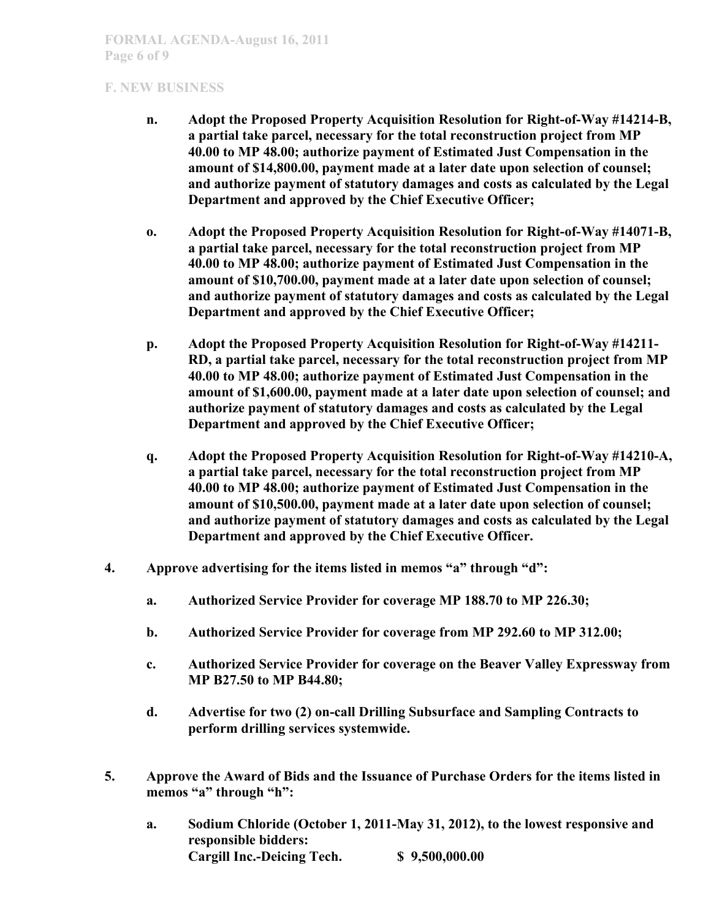## F. NEW BUSINESS

- **n. Adopt the Proposed Property Acquisition Resolution for Right-of-Way #14214-B, a partial take parcel, necessary for the total reconstruction project from MP 40.00 to MP 48.00; authorize payment of Estimated Just Compensation in the amount of $14,800.00, payment made at a later date upon selection of counsel; and authorize payment of statutory damages and costs as calculated by the Legal Department and approved by the Chief Executive Officer;**

- **o. Adopt the Proposed Property Acquisition Resolution for Right-of-Way #14071-B, a partial take parcel, necessary for the total reconstruction project from MP 40.00 to MP 48.00; authorize payment of Estimated Just Compensation in the amount of $10,700.00, payment made at a later date upon selection of counsel; and authorize payment of statutory damages and costs as calculated by the Legal Department and approved by the Chief Executive Officer;**

- **p. Adopt the Proposed Property Acquisition Resolution for Right-of-Way #14211-RD, a partial take parcel, necessary for the total reconstruction project from MP 40.00 to MP 48.00; authorize payment of Estimated Just Compensation in the amount of $1,600.00, payment made at a later date upon selection of counsel; and authorize payment of statutory damages and costs as calculated by the Legal Department and approved by the Chief Executive Officer;**

- **q. Adopt the Proposed Property Acquisition Resolution for Right-of-Way #14210-A, a partial take parcel, necessary for the total reconstruction project from MP 40.00 to MP 48.00; authorize payment of Estimated Just Compensation in the amount of $10,500.00, payment made at a later date upon selection of counsel; and authorize payment of statutory damages and costs as calculated by the Legal Department and approved by the Chief Executive Officer.**

**4. Approve advertising for the items listed in memos "a" through "d":**

- **a. Authorized Service Provider for coverage MP 188.70 to MP 226.30;**
- **b. Authorized Service Provider for coverage from MP 292.60 to MP 312.00;**
- **c. Authorized Service Provider for coverage on the Beaver Valley Expressway from MP B27.50 to MP B44.80;**
- **d. Advertise for two (2) on-call Drilling Subsurface and Sampling Contracts to perform drilling services systemwide.**

**5. Approve the Award of Bids and the Issuance of Purchase Orders for the items listed in memos "a" through "h":**

- **a. Sodium Chloride (October 1, 2011-May 31, 2012), to the lowest responsive and responsible bidders:**
  **Cargill Inc.-Deicing Tech. $ 9,500,000.00**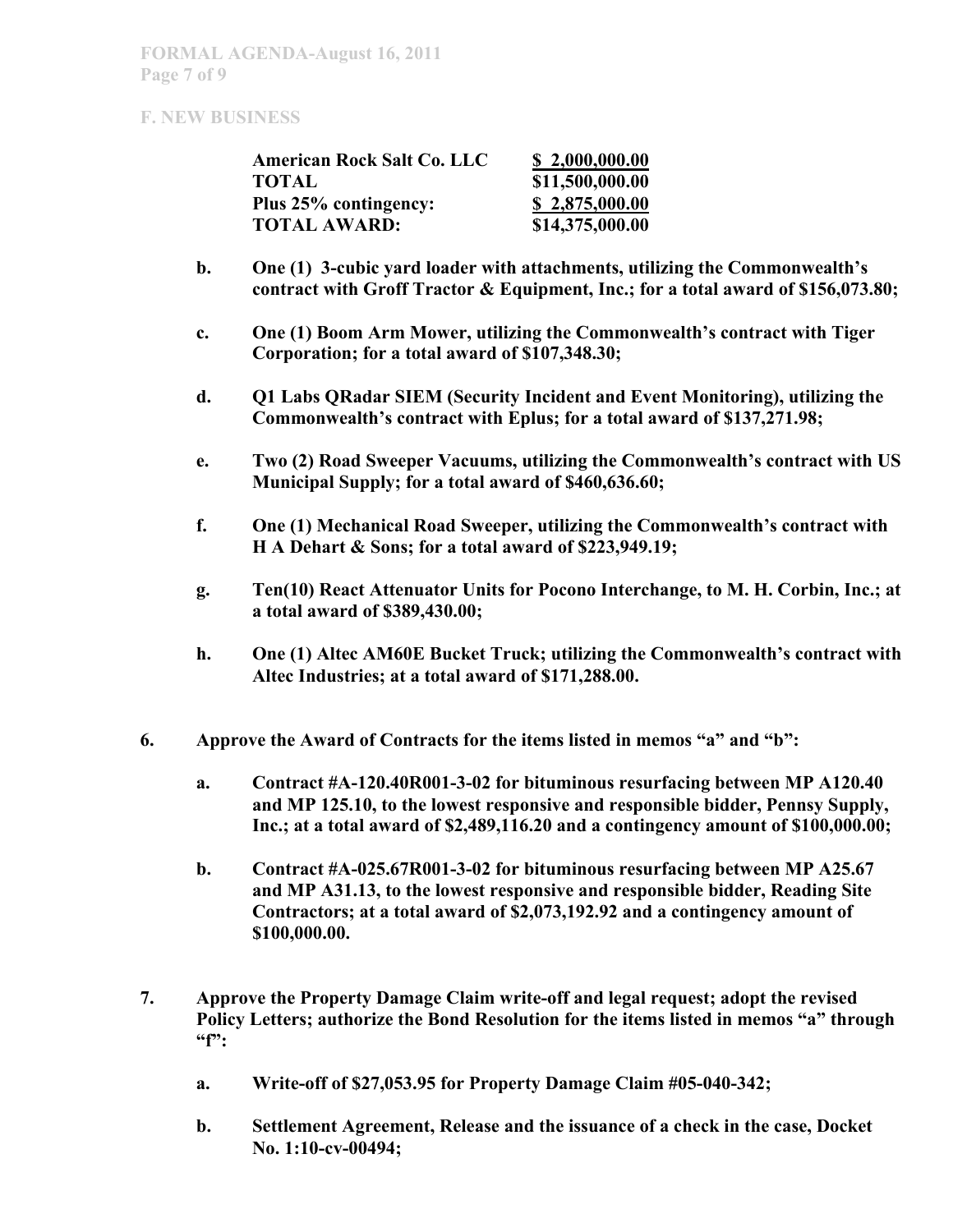**F. NEW BUSINESS**

| | |
|---|---|
| **American Rock Salt Co. LLC** | **$ 2,000,000.00** |
| **TOTAL** | **$11,500,000.00** |
| **Plus 25% contingency:** | **$ 2,875,000.00** |
| **TOTAL AWARD:** | **$14,375,000.00** |

**b. One (1) 3-cubic yard loader with attachments, utilizing the Commonwealth's contract with Groff Tractor & Equipment, Inc.; for a total award of $156,073.80;**

**c. One (1) Boom Arm Mower, utilizing the Commonwealth's contract with Tiger Corporation; for a total award of $107,348.30;**

**d. Q1 Labs QRadar SIEM (Security Incident and Event Monitoring), utilizing the Commonwealth's contract with Eplus; for a total award of $137,271.98;**

**e. Two (2) Road Sweeper Vacuums, utilizing the Commonwealth's contract with US Municipal Supply; for a total award of $460,636.60;**

**f. One (1) Mechanical Road Sweeper, utilizing the Commonwealth's contract with H A Dehart & Sons; for a total award of $223,949.19;**

**g. Ten(10) React Attenuator Units for Pocono Interchange, to M. H. Corbin, Inc.; at a total award of $389,430.00;**

**h. One (1) Altec AM60E Bucket Truck; utilizing the Commonwealth's contract with Altec Industries; at a total award of $171,288.00.**

**6. Approve the Award of Contracts for the items listed in memos "a" and "b":**

**a. Contract #A-120.40R001-3-02 for bituminous resurfacing between MP A120.40 and MP 125.10, to the lowest responsive and responsible bidder, Pennsy Supply, Inc.; at a total award of $2,489,116.20 and a contingency amount of $100,000.00;**

**b. Contract #A-025.67R001-3-02 for bituminous resurfacing between MP A25.67 and MP A31.13, to the lowest responsive and responsible bidder, Reading Site Contractors; at a total award of $2,073,192.92 and a contingency amount of $100,000.00.**

**7. Approve the Property Damage Claim write-off and legal request; adopt the revised Policy Letters; authorize the Bond Resolution for the items listed in memos "a" through "f":**

**a. Write-off of $27,053.95 for Property Damage Claim #05-040-342;**

**b. Settlement Agreement, Release and the issuance of a check in the case, Docket No. 1:10-cv-00494;**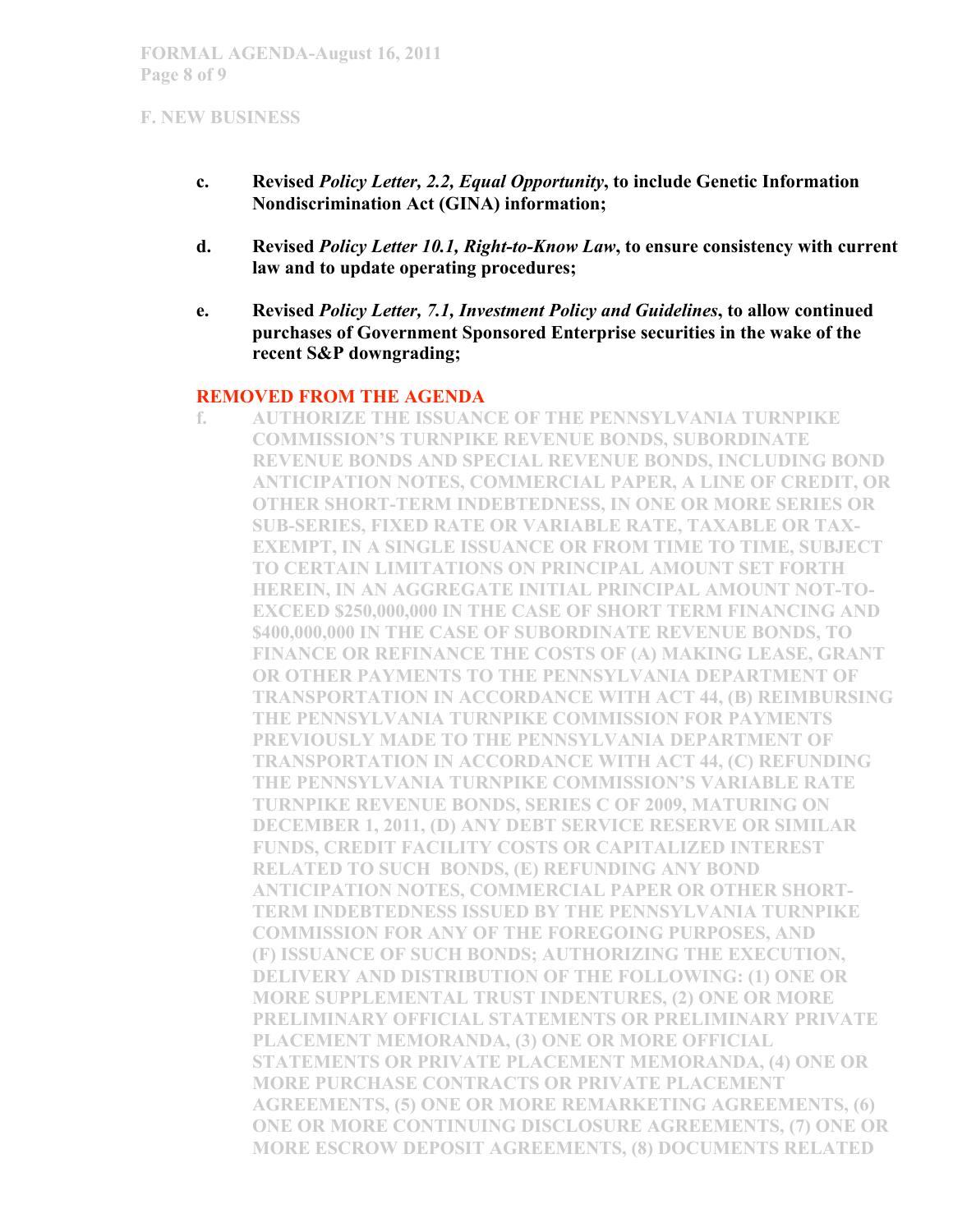## F. NEW BUSINESS

**c.** **Revised *Policy Letter, 2.2, Equal Opportunity*, to include Genetic Information Nondiscrimination Act (GINA) information;**

**d.** **Revised *Policy Letter 10.1, Right-to-Know Law*, to ensure consistency with current law and to update operating procedures;**

**e.** **Revised *Policy Letter, 7.1, Investment Policy and Guidelines*, to allow continued purchases of Government Sponsored Enterprise securities in the wake of the recent S&P downgrading;**

**REMOVED FROM THE AGENDA**

f. **AUTHORIZE THE ISSUANCE OF THE PENNSYLVANIA TURNPIKE COMMISSION'S TURNPIKE REVENUE BONDS, SUBORDINATE REVENUE BONDS AND SPECIAL REVENUE BONDS, INCLUDING BOND ANTICIPATION NOTES, COMMERCIAL PAPER, A LINE OF CREDIT, OR OTHER SHORT-TERM INDEBTEDNESS, IN ONE OR MORE SERIES OR SUB-SERIES, FIXED RATE OR VARIABLE RATE, TAXABLE OR TAX-EXEMPT, IN A SINGLE ISSUANCE OR FROM TIME TO TIME, SUBJECT TO CERTAIN LIMITATIONS ON PRINCIPAL AMOUNT SET FORTH HEREIN, IN AN AGGREGATE INITIAL PRINCIPAL AMOUNT NOT-TO-EXCEED $250,000,000 IN THE CASE OF SHORT TERM FINANCING AND $400,000,000 IN THE CASE OF SUBORDINATE REVENUE BONDS, TO FINANCE OR REFINANCE THE COSTS OF (A) MAKING LEASE, GRANT OR OTHER PAYMENTS TO THE PENNSYLVANIA DEPARTMENT OF TRANSPORTATION IN ACCORDANCE WITH ACT 44, (B) REIMBURSING THE PENNSYLVANIA TURNPIKE COMMISSION FOR PAYMENTS PREVIOUSLY MADE TO THE PENNSYLVANIA DEPARTMENT OF TRANSPORTATION IN ACCORDANCE WITH ACT 44, (C) REFUNDING THE PENNSYLVANIA TURNPIKE COMMISSION'S VARIABLE RATE TURNPIKE REVENUE BONDS, SERIES C OF 2009, MATURING ON DECEMBER 1, 2011, (D) ANY DEBT SERVICE RESERVE OR SIMILAR FUNDS, CREDIT FACILITY COSTS OR CAPITALIZED INTEREST RELATED TO SUCH BONDS, (E) REFUNDING ANY BOND ANTICIPATION NOTES, COMMERCIAL PAPER OR OTHER SHORT-TERM INDEBTEDNESS ISSUED BY THE PENNSYLVANIA TURNPIKE COMMISSION FOR ANY OF THE FOREGOING PURPOSES, AND (F) ISSUANCE OF SUCH BONDS; AUTHORIZING THE EXECUTION, DELIVERY AND DISTRIBUTION OF THE FOLLOWING: (1) ONE OR MORE SUPPLEMENTAL TRUST INDENTURES, (2) ONE OR MORE PRELIMINARY OFFICIAL STATEMENTS OR PRELIMINARY PRIVATE PLACEMENT MEMORANDA, (3) ONE OR MORE OFFICIAL STATEMENTS OR PRIVATE PLACEMENT MEMORANDA, (4) ONE OR MORE PURCHASE CONTRACTS OR PRIVATE PLACEMENT AGREEMENTS, (5) ONE OR MORE REMARKETING AGREEMENTS, (6) ONE OR MORE CONTINUING DISCLOSURE AGREEMENTS, (7) ONE OR MORE ESCROW DEPOSIT AGREEMENTS, (8) DOCUMENTS RELATED**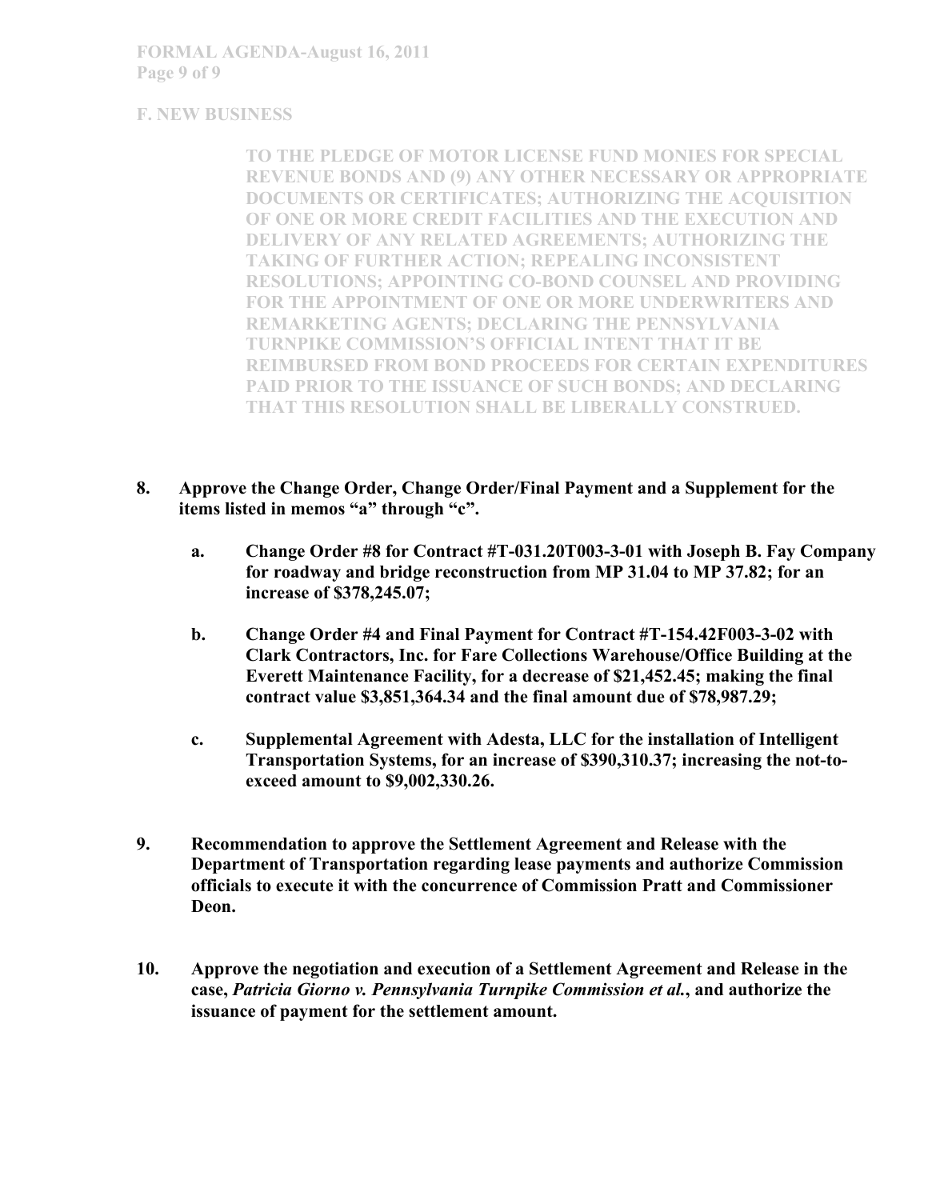## F. NEW BUSINESS

**TO THE PLEDGE OF MOTOR LICENSE FUND MONIES FOR SPECIAL REVENUE BONDS AND (9) ANY OTHER NECESSARY OR APPROPRIATE DOCUMENTS OR CERTIFICATES; AUTHORIZING THE ACQUISITION OF ONE OR MORE CREDIT FACILITIES AND THE EXECUTION AND DELIVERY OF ANY RELATED AGREEMENTS; AUTHORIZING THE TAKING OF FURTHER ACTION; REPEALING INCONSISTENT RESOLUTIONS; APPOINTING CO-BOND COUNSEL AND PROVIDING FOR THE APPOINTMENT OF ONE OR MORE UNDERWRITERS AND REMARKETING AGENTS; DECLARING THE PENNSYLVANIA TURNPIKE COMMISSION'S OFFICIAL INTENT THAT IT BE REIMBURSED FROM BOND PROCEEDS FOR CERTAIN EXPENDITURES PAID PRIOR TO THE ISSUANCE OF SUCH BONDS; AND DECLARING THAT THIS RESOLUTION SHALL BE LIBERALLY CONSTRUED.**

8. **Approve the Change Order, Change Order/Final Payment and a Supplement for the items listed in memos "a" through "c".**

   a. **Change Order #8 for Contract #T-031.20T003-3-01 with Joseph B. Fay Company for roadway and bridge reconstruction from MP 31.04 to MP 37.82; for an increase of $378,245.07;**

   b. **Change Order #4 and Final Payment for Contract #T-154.42F003-3-02 with Clark Contractors, Inc. for Fare Collections Warehouse/Office Building at the Everett Maintenance Facility, for a decrease of $21,452.45; making the final contract value $3,851,364.34 and the final amount due of $78,987.29;**

   c. **Supplemental Agreement with Adesta, LLC for the installation of Intelligent Transportation Systems, for an increase of $390,310.37; increasing the not-to-exceed amount to $9,002,330.26.**

9. **Recommendation to approve the Settlement Agreement and Release with the Department of Transportation regarding lease payments and authorize Commission officials to execute it with the concurrence of Commission Pratt and Commissioner Deon.**

10. **Approve the negotiation and execution of a Settlement Agreement and Release in the case, *Patricia Giorno v. Pennsylvania Turnpike Commission et al.*, and authorize the issuance of payment for the settlement amount.**